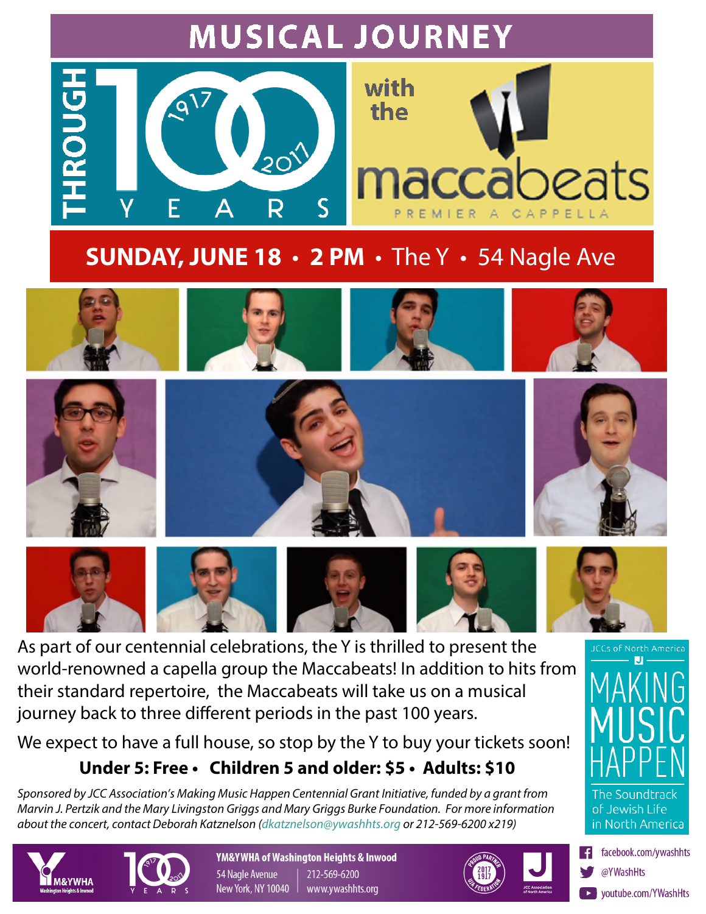# MUSICAL JOURNEY

THROUGH 100 YEARS 1917 2017

with the maccabeats

PREMIER A CAPPELLA

## SUNDAY, JUNE 18 • 2 PM • The Y • 54 Nagle Ave

As part of our centennial celebrations, the Y is thrilled to present the world-renowned a capella group the Maccabeats! In addition to hits from their standard repertoire, the Maccabeats will take us on a musical journey back to three different periods in the past 100 years.

We expect to have a full house, so stop by the Y to buy your tickets soon!

**Under 5: Free • Children 5 and older: $5 • Adults: $10**

*Sponsored by JCC Association's Making Music Happen Centennial Grant Initiative, funded by a grant from Marvin J. Pertzik and the Mary Livingston Griggs and Mary Griggs Burke Foundation. For more information about the concert, contact Deborah Katznelson (dkatznelson@ywashhts.org or 212-569-6200 x219)*

JCCs of North America

MAKING MUSIC HAPPEN

The Soundtrack of Jewish Life in North America

Y M&YWHA Washington Heights & Inwood

100 1917 2017 YEARS

**YM&YWHA of Washington Heights & Inwood**

54 Nagle Avenue
New York, NY 10040

212-569-6200
www.ywashhts.org

PROUD PARTNER 2017 1917 UJA FEDERATION

JCC Association of North America

facebook.com/ywashhts

@YWashHts

youtube.com/YWashHts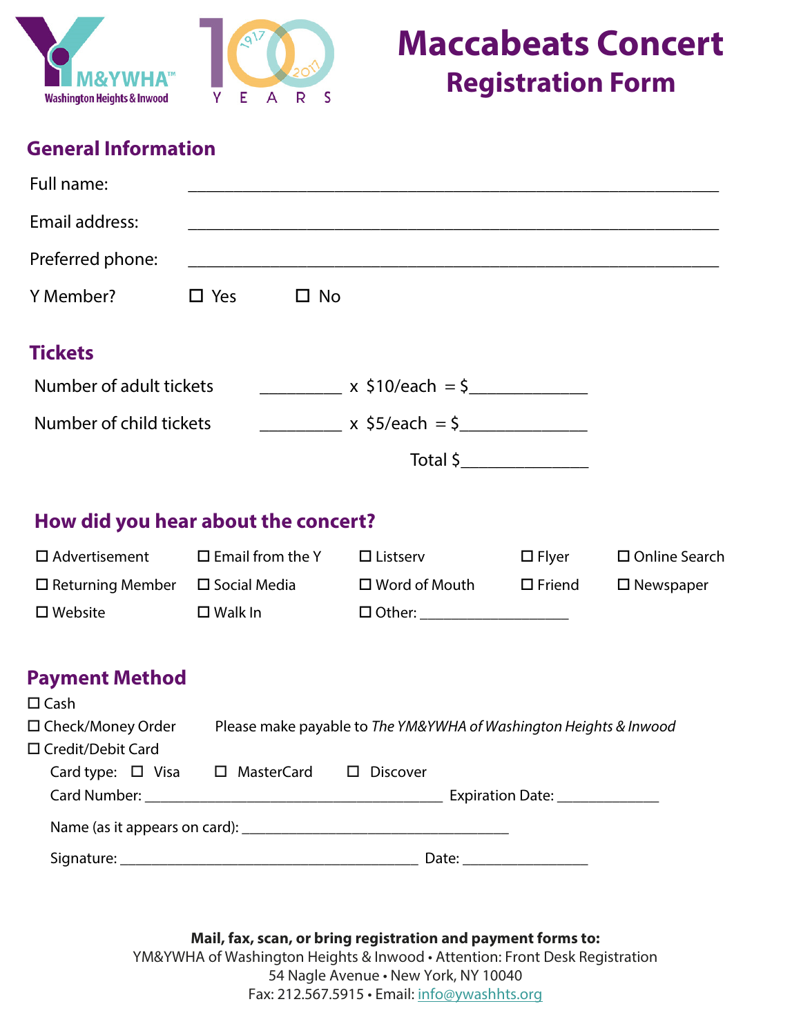M&YWHA™ Washington Heights & Inwood

100 YEARS 1917 2017

# Maccabeats Concert
## Registration Form

### General Information

Full name: ____________________________________________

Email address: ____________________________________________

Preferred phone: ____________________________________________

Y Member? ☐ Yes ☐ No

### Tickets

Number of adult tickets _________ x $10/each = $____________

Number of child tickets _________ x $5/each = $____________

Total $____________

### How did you hear about the concert?

☐ Advertisement ☐ Email from the Y ☐ Listserv ☐ Flyer ☐ Online Search

☐ Returning Member ☐ Social Media ☐ Word of Mouth ☐ Friend ☐ Newspaper

☐ Website ☐ Walk In ☐ Other: __________________

### Payment Method

☐ Cash

☐ Check/Money Order Please make payable to *The YM&YWHA of Washington Heights & Inwood*

☐ Credit/Debit Card

Card type: ☐ Visa ☐ MasterCard ☐ Discover

Card Number: ______________________________________ Expiration Date: ____________

Name (as it appears on card): ________________________________

Signature: ______________________________________ Date: ______________

**Mail, fax, scan, or bring registration and payment forms to:**

YM&YWHA of Washington Heights & Inwood • Attention: Front Desk Registration

54 Nagle Avenue • New York, NY 10040

Fax: 212.567.5915 • Email: info@ywashhts.org